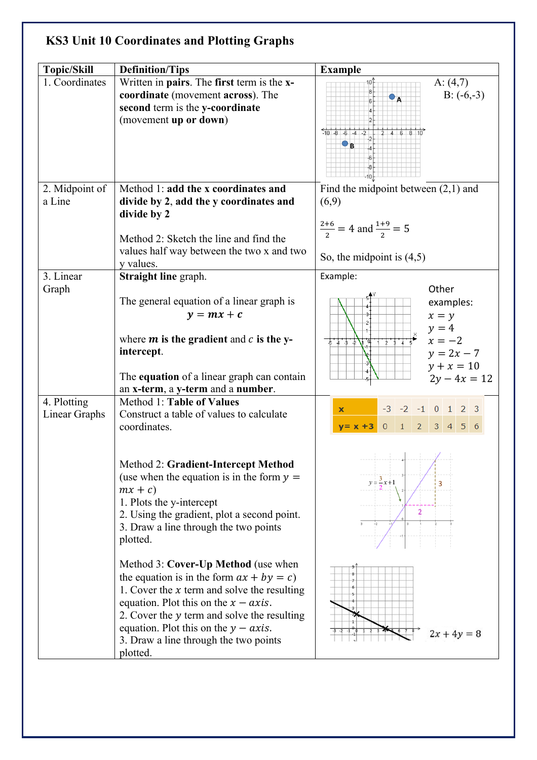# KS3 Unit 10 Coordinates and Plotting Graphs

| Topic/Skill | Definition/Tips | Example |
|---|---|---|
| 1. Coordinates | Written in **pairs**. The **first** term is the **x-coordinate** (movement **across**). The **second** term is the **y-coordinate** (movement **up or down**) | A: (4,7)<br>B: (-6,-3) |
| 2. Midpoint of a Line | Method 1: **add the x coordinates and divide by 2**, **add the y coordinates and divide by 2**<br><br>Method 2: Sketch the line and find the values half way between the two x and two y values. | Find the midpoint between (2,1) and (6,9)<br><br>$\frac{2+6}{2} = 4$ and $\frac{1+9}{2} = 5$<br><br>So, the midpoint is (4,5) |
| 3. Linear Graph | **Straight line** graph.<br><br>The general equation of a linear graph is<br>$\boldsymbol{y = mx + c}$<br><br>where $\boldsymbol{m}$ **is the gradient** and $c$ **is the y-intercept**.<br><br>The **equation** of a linear graph can contain an **x-term**, a **y-term** and a **number**. | Example:<br><br>Other examples:<br>$x = y$<br>$y = 4$<br>$x = -2$<br>$y = 2x - 7$<br>$y + x = 10$<br>$2y - 4x = 12$ |
| 4. Plotting Linear Graphs | Method 1: **Table of Values**<br>Construct a table of values to calculate coordinates.<br><br>Method 2: **Gradient-Intercept Method** (use when the equation is in the form $y = mx + c$)<br>1. Plots the y-intercept<br>2. Using the gradient, plot a second point.<br>3. Draw a line through the two points plotted.<br><br>Method 3: **Cover-Up Method** (use when the equation is in the form $ax + by = c$)<br>1. Cover the $x$ term and solve the resulting equation. Plot this on the $x - axis$.<br>2. Cover the $y$ term and solve the resulting equation. Plot this on the $y - axis$.<br>3. Draw a line through the two points plotted. | **x**: -3, -2, -1, 0, 1, 2, 3<br>**y = x + 3**: 0, 1, 2, 3, 4, 5, 6<br><br>$y = \frac{3}{2}x + 1$<br><br>$2x + 4y = 8$ |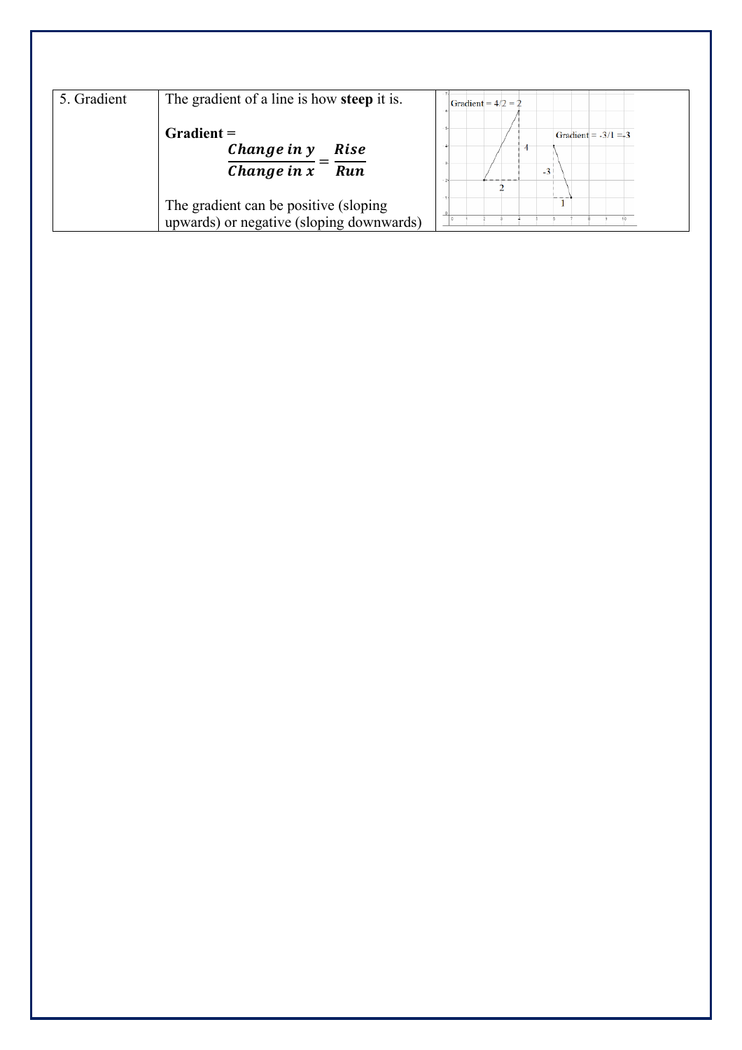| | | |
|---|---|---|
| 5. Gradient | The gradient of a line is how **steep** it is.<br><br>**Gradient =** $\dfrac{Change\ in\ y}{Change\ in\ x} = \dfrac{Rise}{Run}$<br><br>The gradient can be positive (sloping upwards) or negative (sloping downwards) | Gradient = 4/2 = 2<br>4<br>2<br>Gradient = -3/1 = -3<br>-3<br>1 |